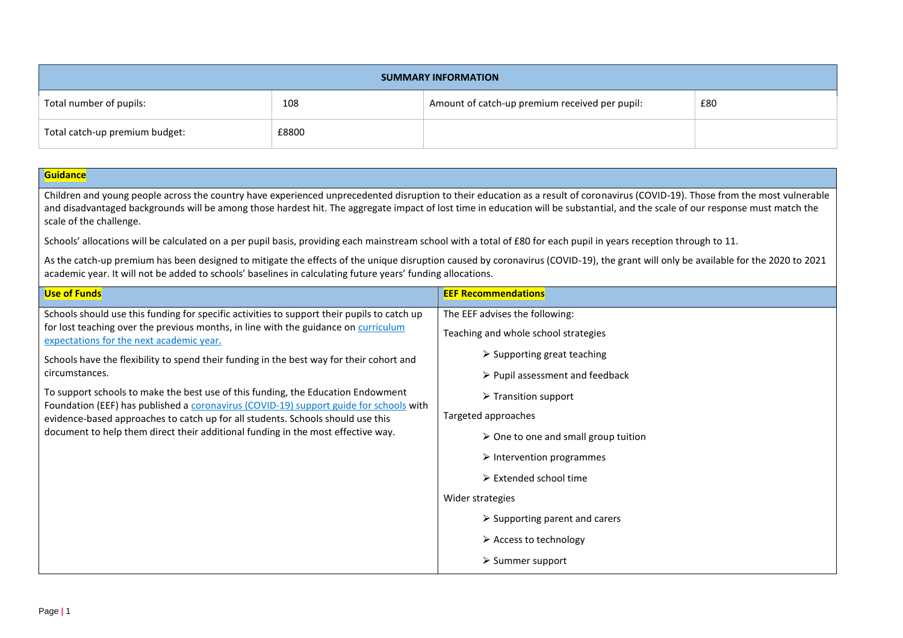| SUMMARY INFORMATION | | | |
|---|---|---|---|
| Total number of pupils: | 108 | Amount of catch-up premium received per pupil: | £80 |
| Total catch-up premium budget: | £8800 | | |

## Guidance

Children and young people across the country have experienced unprecedented disruption to their education as a result of coronavirus (COVID-19). Those from the most vulnerable and disadvantaged backgrounds will be among those hardest hit. The aggregate impact of lost time in education will be substantial, and the scale of our response must match the scale of the challenge.

Schools' allocations will be calculated on a per pupil basis, providing each mainstream school with a total of £80 for each pupil in years reception through to 11.

As the catch-up premium has been designed to mitigate the effects of the unique disruption caused by coronavirus (COVID-19), the grant will only be available for the 2020 to 2021 academic year. It will not be added to schools' baselines in calculating future years' funding allocations.

| Use of Funds | EEF Recommendations |
|---|---|
| Schools should use this funding for specific activities to support their pupils to catch up for lost teaching over the previous months, in line with the guidance on [curriculum expectations for the next academic year.]()<br><br>Schools have the flexibility to spend their funding in the best way for their cohort and circumstances.<br><br>To support schools to make the best use of this funding, the Education Endowment Foundation (EEF) has published a [coronavirus (COVID-19) support guide for schools]() with evidence-based approaches to catch up for all students. Schools should use this document to help them direct their additional funding in the most effective way. | The EEF advises the following:<br><br>Teaching and whole school strategies<br>➢ Supporting great teaching<br>➢ Pupil assessment and feedback<br>➢ Transition support<br><br>Targeted approaches<br>➢ One to one and small group tuition<br>➢ Intervention programmes<br>➢ Extended school time<br><br>Wider strategies<br>➢ Supporting parent and carers<br>➢ Access to technology<br>➢ Summer support |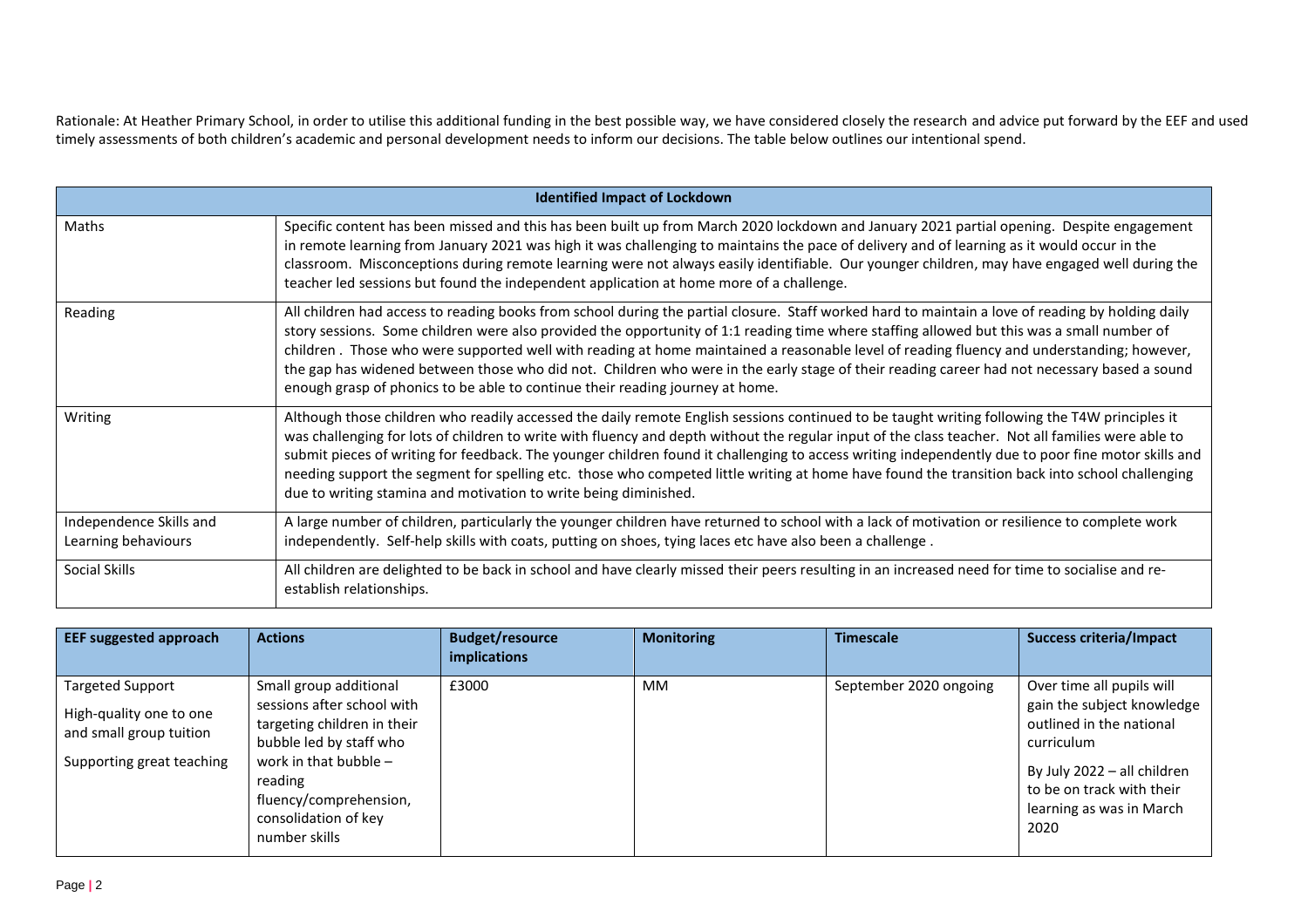Rationale: At Heather Primary School, in order to utilise this additional funding in the best possible way, we have considered closely the research and advice put forward by the EEF and used timely assessments of both children's academic and personal development needs to inform our decisions. The table below outlines our intentional spend.

| **Identified Impact of Lockdown** | |
|---|---|
| Maths | Specific content has been missed and this has been built up from March 2020 lockdown and January 2021 partial opening. Despite engagement in remote learning from January 2021 was high it was challenging to maintains the pace of delivery and of learning as it would occur in the classroom. Misconceptions during remote learning were not always easily identifiable. Our younger children, may have engaged well during the teacher led sessions but found the independent application at home more of a challenge. |
| Reading | All children had access to reading books from school during the partial closure. Staff worked hard to maintain a love of reading by holding daily story sessions. Some children were also provided the opportunity of 1:1 reading time where staffing allowed but this was a small number of children . Those who were supported well with reading at home maintained a reasonable level of reading fluency and understanding; however, the gap has widened between those who did not. Children who were in the early stage of their reading career had not necessary based a sound enough grasp of phonics to be able to continue their reading journey at home. |
| Writing | Although those children who readily accessed the daily remote English sessions continued to be taught writing following the T4W principles it was challenging for lots of children to write with fluency and depth without the regular input of the class teacher. Not all families were able to submit pieces of writing for feedback. The younger children found it challenging to access writing independently due to poor fine motor skills and needing support the segment for spelling etc. those who competed little writing at home have found the transition back into school challenging due to writing stamina and motivation to write being diminished. |
| Independence Skills and Learning behaviours | A large number of children, particularly the younger children have returned to school with a lack of motivation or resilience to complete work independently. Self-help skills with coats, putting on shoes, tying laces etc have also been a challenge . |
| Social Skills | All children are delighted to be back in school and have clearly missed their peers resulting in an increased need for time to socialise and re-establish relationships. |

| EEF suggested approach | Actions | Budget/resource implications | Monitoring | Timescale | Success criteria/Impact |
|---|---|---|---|---|---|
| Targeted Support<br>High-quality one to one and small group tuition<br>Supporting great teaching | Small group additional sessions after school with targeting children in their bubble led by staff who work in that bubble – reading fluency/comprehension, consolidation of key number skills | £3000 | MM | September 2020 ongoing | Over time all pupils will gain the subject knowledge outlined in the national curriculum<br>By July 2022 – all children to be on track with their learning as was in March 2020 |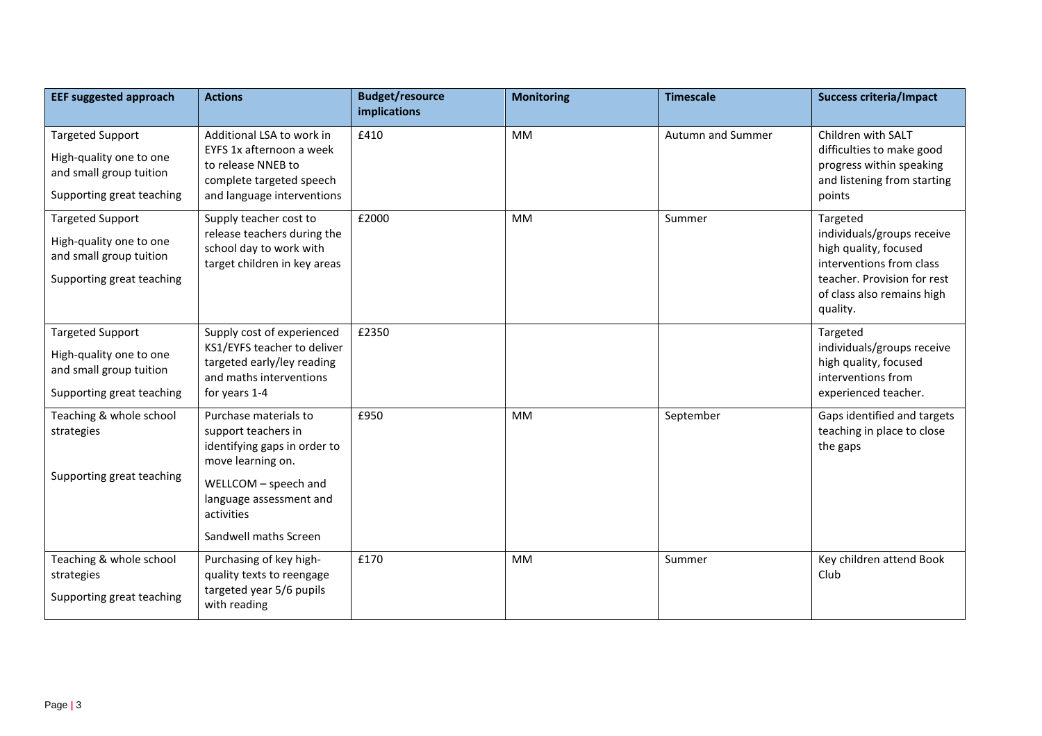| EEF suggested approach | Actions | Budget/resource implications | Monitoring | Timescale | Success criteria/Impact |
|---|---|---|---|---|---|
| Targeted Support<br>High-quality one to one and small group tuition<br>Supporting great teaching | Additional LSA to work in EYFS 1x afternoon a week to release NNEB to complete targeted speech and language interventions | £410 | MM | Autumn and Summer | Children with SALT difficulties to make good progress within speaking and listening from starting points |
| Targeted Support<br>High-quality one to one and small group tuition<br>Supporting great teaching | Supply teacher cost to release teachers during the school day to work with target children in key areas | £2000 | MM | Summer | Targeted individuals/groups receive high quality, focused interventions from class teacher. Provision for rest of class also remains high quality. |
| Targeted Support<br>High-quality one to one and small group tuition<br>Supporting great teaching | Supply cost of experienced KS1/EYFS teacher to deliver targeted early/ley reading and maths interventions for years 1-4 | £2350 | | | Targeted individuals/groups receive high quality, focused interventions from experienced teacher. |
| Teaching & whole school strategies<br>Supporting great teaching | Purchase materials to support teachers in identifying gaps in order to move learning on.<br>WELLCOM – speech and language assessment and activities<br>Sandwell maths Screen | £950 | MM | September | Gaps identified and targets teaching in place to close the gaps |
| Teaching & whole school strategies<br>Supporting great teaching | Purchasing of key high-quality texts to reengage targeted year 5/6 pupils with reading | £170 | MM | Summer | Key children attend Book Club |